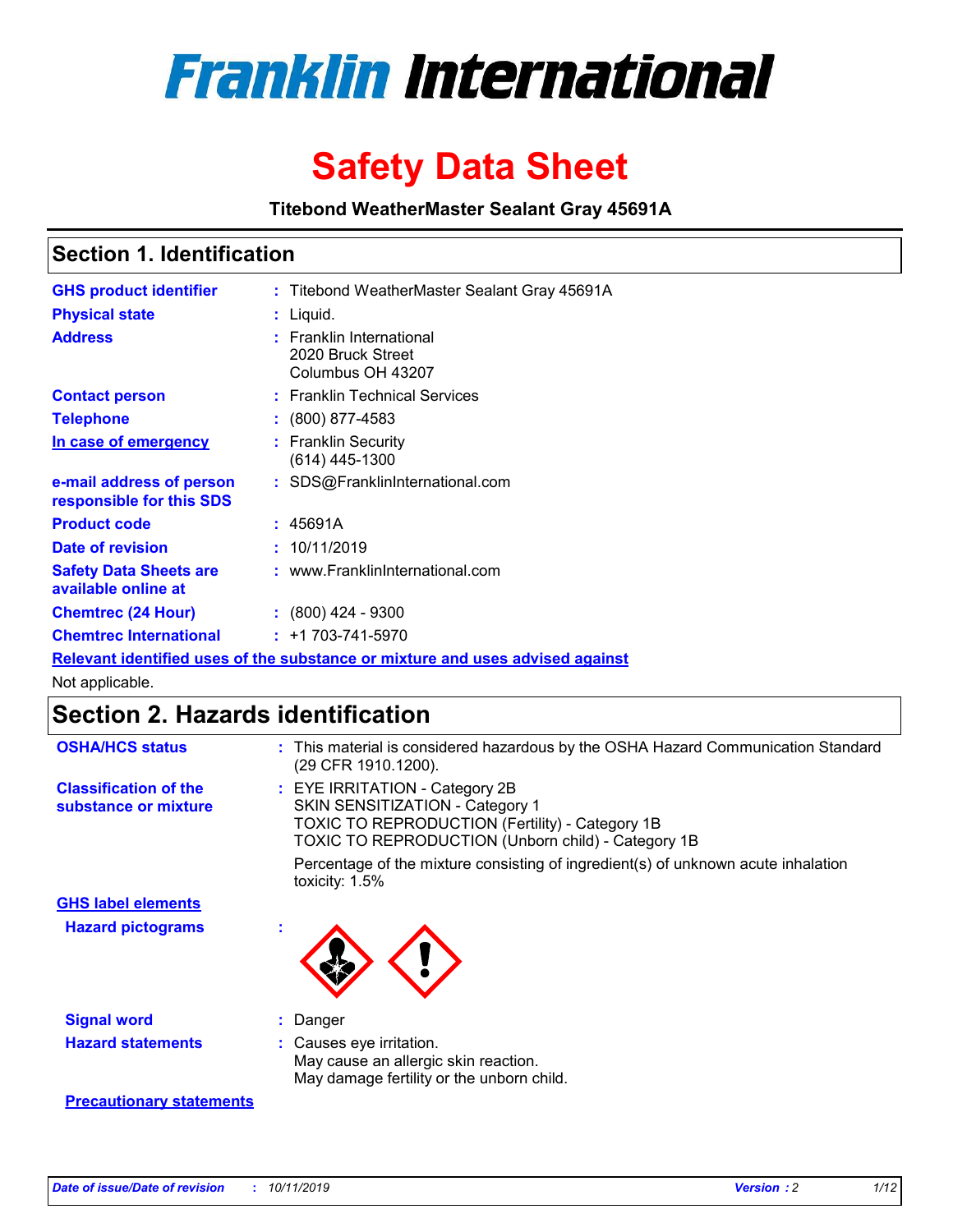# Franklin International

# Safety Data Sheet

**Titebond WeatherMaster Sealant Gray 45691A**

## Section 1. Identification

| | | |
|---|---|---|
| **GHS product identifier** | : | Titebond WeatherMaster Sealant Gray 45691A |
| **Physical state** | : | Liquid. |
| **Address** | : | Franklin International<br>2020 Bruck Street<br>Columbus OH 43207 |
| **Contact person** | : | Franklin Technical Services |
| **Telephone** | : | (800) 877-4583 |
| **In case of emergency** | : | Franklin Security<br>(614) 445-1300 |
| **e-mail address of person responsible for this SDS** | : | SDS@FranklinInternational.com |
| **Product code** | : | 45691A |
| **Date of revision** | : | 10/11/2019 |
| **Safety Data Sheets are available online at** | : | www.FranklinInternational.com |
| **Chemtrec (24 Hour)** | : | (800) 424 - 9300 |
| **Chemtrec International** | : | +1 703-741-5970 |

**Relevant identified uses of the substance or mixture and uses advised against**

Not applicable.

## Section 2. Hazards identification

| | | |
|---|---|---|
| **OSHA/HCS status** | : | This material is considered hazardous by the OSHA Hazard Communication Standard (29 CFR 1910.1200). |
| **Classification of the substance or mixture** | : | EYE IRRITATION - Category 2B<br>SKIN SENSITIZATION - Category 1<br>TOXIC TO REPRODUCTION (Fertility) - Category 1B<br>TOXIC TO REPRODUCTION (Unborn child) - Category 1B<br><br>Percentage of the mixture consisting of ingredient(s) of unknown acute inhalation toxicity: 1.5% |

**GHS label elements**

| | | |
|---|---|---|
| **Hazard pictograms** | : | |
| **Signal word** | : | Danger |
| **Hazard statements** | : | Causes eye irritation.<br>May cause an allergic skin reaction.<br>May damage fertility or the unborn child. |

**Precautionary statements**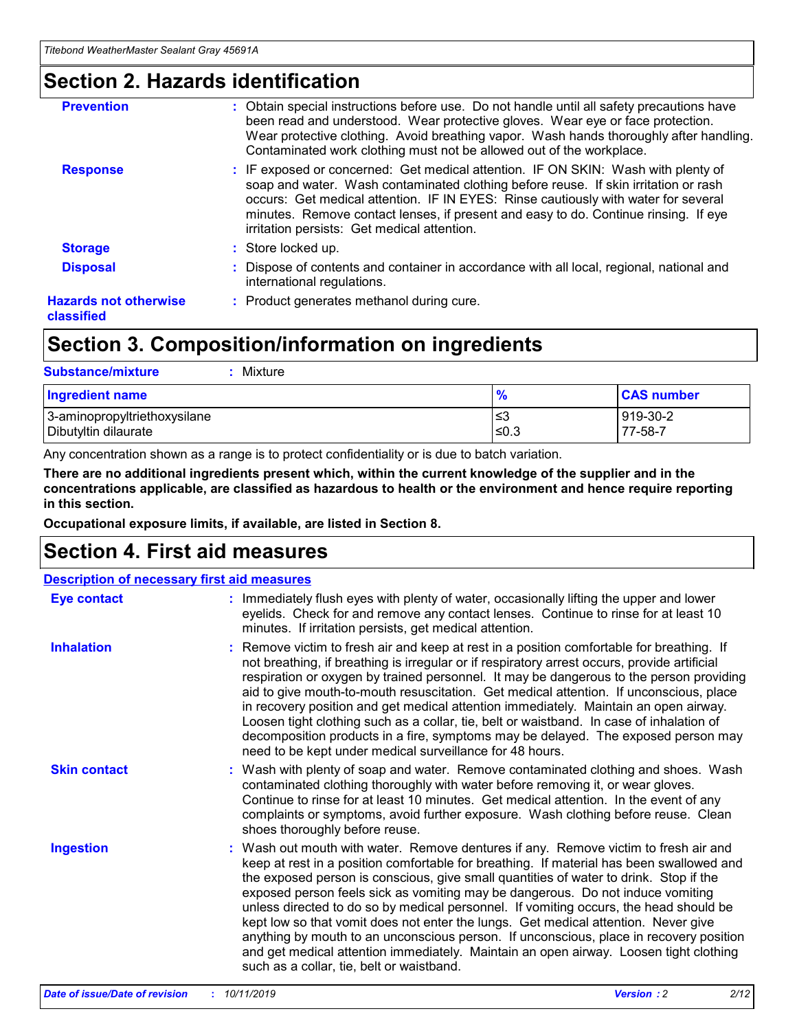## Section 2. Hazards identification

**Prevention** : Obtain special instructions before use. Do not handle until all safety precautions have been read and understood. Wear protective gloves. Wear eye or face protection. Wear protective clothing. Avoid breathing vapor. Wash hands thoroughly after handling. Contaminated work clothing must not be allowed out of the workplace.

**Response** : IF exposed or concerned: Get medical attention. IF ON SKIN: Wash with plenty of soap and water. Wash contaminated clothing before reuse. If skin irritation or rash occurs: Get medical attention. IF IN EYES: Rinse cautiously with water for several minutes. Remove contact lenses, if present and easy to do. Continue rinsing. If eye irritation persists: Get medical attention.

**Storage** : Store locked up.

**Disposal** : Dispose of contents and container in accordance with all local, regional, national and international regulations.

**Hazards not otherwise classified** : Product generates methanol during cure.

## Section 3. Composition/information on ingredients

**Substance/mixture** : Mixture

| Ingredient name | % | CAS number |
|---|---|---|
| 3-aminopropyltriethoxysilane | ≤3 | 919-30-2 |
| Dibutyltin dilaurate | ≤0.3 | 77-58-7 |

Any concentration shown as a range is to protect confidentiality or is due to batch variation.

**There are no additional ingredients present which, within the current knowledge of the supplier and in the concentrations applicable, are classified as hazardous to health or the environment and hence require reporting in this section.**

**Occupational exposure limits, if available, are listed in Section 8.**

## Section 4. First aid measures

**Description of necessary first aid measures**

**Eye contact** : Immediately flush eyes with plenty of water, occasionally lifting the upper and lower eyelids. Check for and remove any contact lenses. Continue to rinse for at least 10 minutes. If irritation persists, get medical attention.

**Inhalation** : Remove victim to fresh air and keep at rest in a position comfortable for breathing. If not breathing, if breathing is irregular or if respiratory arrest occurs, provide artificial respiration or oxygen by trained personnel. It may be dangerous to the person providing aid to give mouth-to-mouth resuscitation. Get medical attention. If unconscious, place in recovery position and get medical attention immediately. Maintain an open airway. Loosen tight clothing such as a collar, tie, belt or waistband. In case of inhalation of decomposition products in a fire, symptoms may be delayed. The exposed person may need to be kept under medical surveillance for 48 hours.

**Skin contact** : Wash with plenty of soap and water. Remove contaminated clothing and shoes. Wash contaminated clothing thoroughly with water before removing it, or wear gloves. Continue to rinse for at least 10 minutes. Get medical attention. In the event of any complaints or symptoms, avoid further exposure. Wash clothing before reuse. Clean shoes thoroughly before reuse.

**Ingestion** : Wash out mouth with water. Remove dentures if any. Remove victim to fresh air and keep at rest in a position comfortable for breathing. If material has been swallowed and the exposed person is conscious, give small quantities of water to drink. Stop if the exposed person feels sick as vomiting may be dangerous. Do not induce vomiting unless directed to do so by medical personnel. If vomiting occurs, the head should be kept low so that vomit does not enter the lungs. Get medical attention. Never give anything by mouth to an unconscious person. If unconscious, place in recovery position and get medical attention immediately. Maintain an open airway. Loosen tight clothing such as a collar, tie, belt or waistband.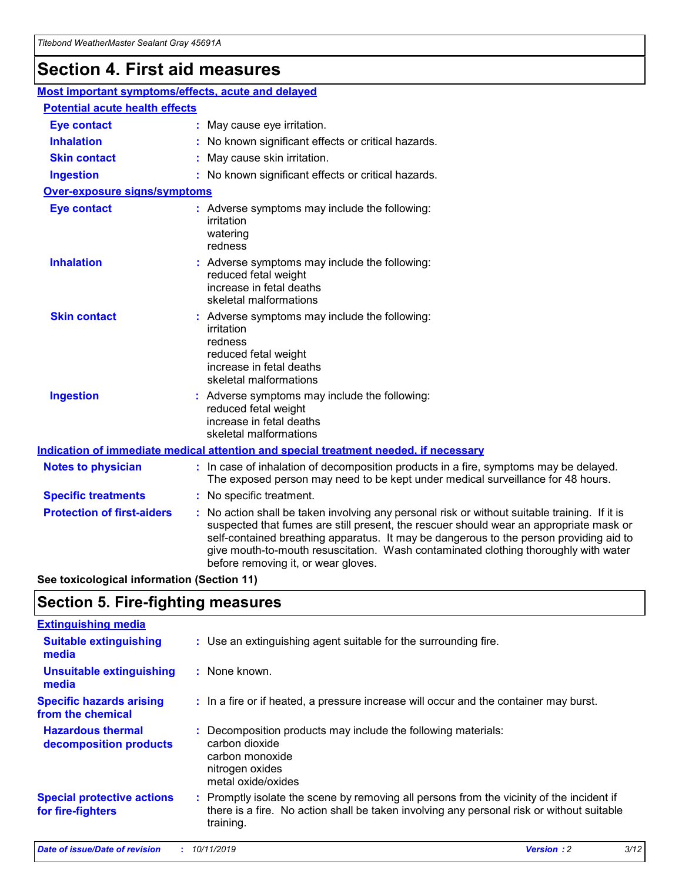# Section 4. First aid measures

## Most important symptoms/effects, acute and delayed

### Potential acute health effects

**Eye contact** : May cause eye irritation.

**Inhalation** : No known significant effects or critical hazards.

**Skin contact** : May cause skin irritation.

**Ingestion** : No known significant effects or critical hazards.

### Over-exposure signs/symptoms

**Eye contact** : Adverse symptoms may include the following:
irritation
watering
redness

**Inhalation** : Adverse symptoms may include the following:
reduced fetal weight
increase in fetal deaths
skeletal malformations

**Skin contact** : Adverse symptoms may include the following:
irritation
redness
reduced fetal weight
increase in fetal deaths
skeletal malformations

**Ingestion** : Adverse symptoms may include the following:
reduced fetal weight
increase in fetal deaths
skeletal malformations

## Indication of immediate medical attention and special treatment needed, if necessary

**Notes to physician** : In case of inhalation of decomposition products in a fire, symptoms may be delayed. The exposed person may need to be kept under medical surveillance for 48 hours.

**Specific treatments** : No specific treatment.

**Protection of first-aiders** : No action shall be taken involving any personal risk or without suitable training. If it is suspected that fumes are still present, the rescuer should wear an appropriate mask or self-contained breathing apparatus. It may be dangerous to the person providing aid to give mouth-to-mouth resuscitation. Wash contaminated clothing thoroughly with water before removing it, or wear gloves.

**See toxicological information (Section 11)**

# Section 5. Fire-fighting measures

## Extinguishing media

**Suitable extinguishing media** : Use an extinguishing agent suitable for the surrounding fire.

**Unsuitable extinguishing media** : None known.

**Specific hazards arising from the chemical** : In a fire or if heated, a pressure increase will occur and the container may burst.

**Hazardous thermal decomposition products** : Decomposition products may include the following materials:
carbon dioxide
carbon monoxide
nitrogen oxides
metal oxide/oxides

**Special protective actions for fire-fighters** : Promptly isolate the scene by removing all persons from the vicinity of the incident if there is a fire. No action shall be taken involving any personal risk or without suitable training.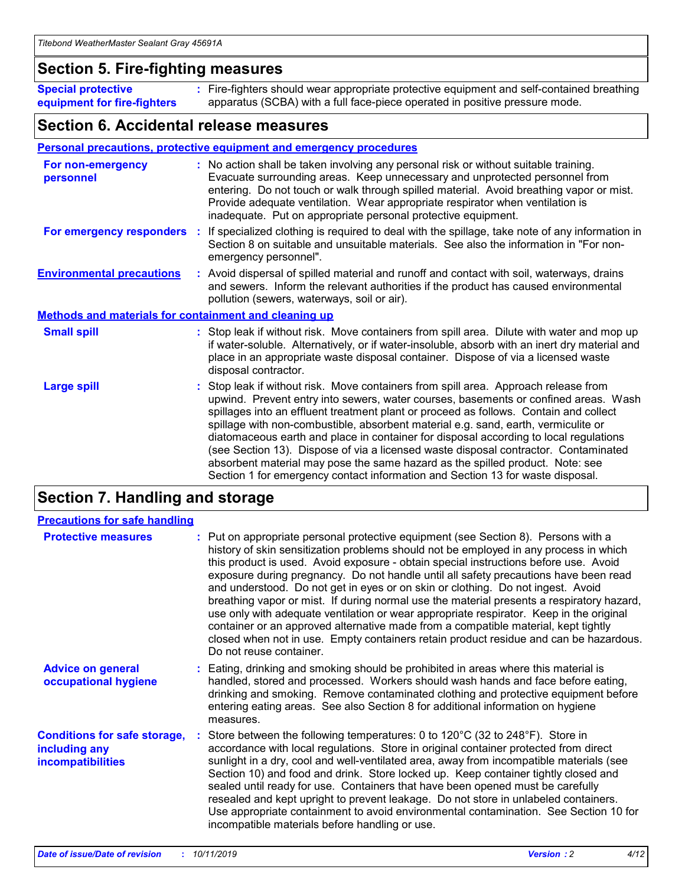## Section 5. Fire-fighting measures

**Special protective equipment for fire-fighters** : Fire-fighters should wear appropriate protective equipment and self-contained breathing apparatus (SCBA) with a full face-piece operated in positive pressure mode.

## Section 6. Accidental release measures

### Personal precautions, protective equipment and emergency procedures

**For non-emergency personnel** : No action shall be taken involving any personal risk or without suitable training. Evacuate surrounding areas. Keep unnecessary and unprotected personnel from entering. Do not touch or walk through spilled material. Avoid breathing vapor or mist. Provide adequate ventilation. Wear appropriate respirator when ventilation is inadequate. Put on appropriate personal protective equipment.

**For emergency responders** : If specialized clothing is required to deal with the spillage, take note of any information in Section 8 on suitable and unsuitable materials. See also the information in "For non-emergency personnel".

**Environmental precautions** : Avoid dispersal of spilled material and runoff and contact with soil, waterways, drains and sewers. Inform the relevant authorities if the product has caused environmental pollution (sewers, waterways, soil or air).

### Methods and materials for containment and cleaning up

**Small spill** : Stop leak if without risk. Move containers from spill area. Dilute with water and mop up if water-soluble. Alternatively, or if water-insoluble, absorb with an inert dry material and place in an appropriate waste disposal container. Dispose of via a licensed waste disposal contractor.

**Large spill** : Stop leak if without risk. Move containers from spill area. Approach release from upwind. Prevent entry into sewers, water courses, basements or confined areas. Wash spillages into an effluent treatment plant or proceed as follows. Contain and collect spillage with non-combustible, absorbent material e.g. sand, earth, vermiculite or diatomaceous earth and place in container for disposal according to local regulations (see Section 13). Dispose of via a licensed waste disposal contractor. Contaminated absorbent material may pose the same hazard as the spilled product. Note: see Section 1 for emergency contact information and Section 13 for waste disposal.

## Section 7. Handling and storage

### Precautions for safe handling

**Protective measures** : Put on appropriate personal protective equipment (see Section 8). Persons with a history of skin sensitization problems should not be employed in any process in which this product is used. Avoid exposure - obtain special instructions before use. Avoid exposure during pregnancy. Do not handle until all safety precautions have been read and understood. Do not get in eyes or on skin or clothing. Do not ingest. Avoid breathing vapor or mist. If during normal use the material presents a respiratory hazard, use only with adequate ventilation or wear appropriate respirator. Keep in the original container or an approved alternative made from a compatible material, kept tightly closed when not in use. Empty containers retain product residue and can be hazardous. Do not reuse container.

**Advice on general occupational hygiene** : Eating, drinking and smoking should be prohibited in areas where this material is handled, stored and processed. Workers should wash hands and face before eating, drinking and smoking. Remove contaminated clothing and protective equipment before entering eating areas. See also Section 8 for additional information on hygiene measures.

**Conditions for safe storage, including any incompatibilities** : Store between the following temperatures: 0 to 120°C (32 to 248°F). Store in accordance with local regulations. Store in original container protected from direct sunlight in a dry, cool and well-ventilated area, away from incompatible materials (see Section 10) and food and drink. Store locked up. Keep container tightly closed and sealed until ready for use. Containers that have been opened must be carefully resealed and kept upright to prevent leakage. Do not store in unlabeled containers. Use appropriate containment to avoid environmental contamination. See Section 10 for incompatible materials before handling or use.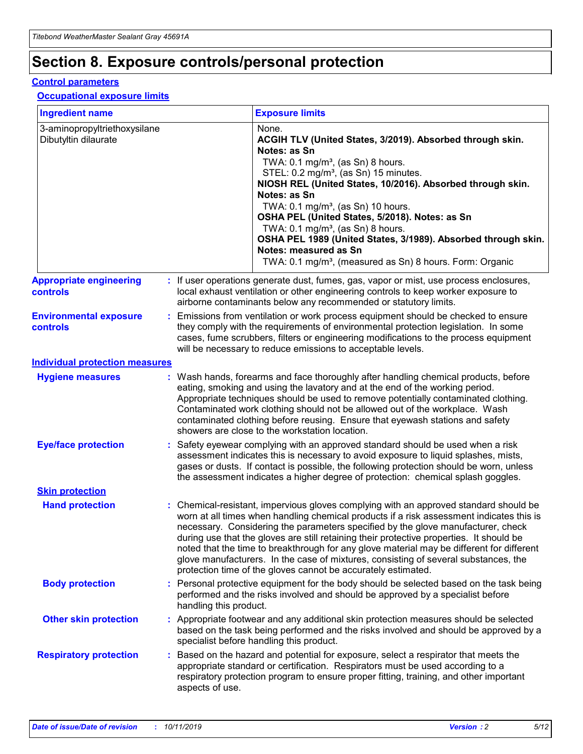# Section 8. Exposure controls/personal protection

## Control parameters

### Occupational exposure limits

| Ingredient name | Exposure limits |
| --- | --- |
| 3-aminopropyltriethoxysilane | None. |
| Dibutyltin dilaurate | **ACGIH TLV (United States, 3/2019). Absorbed through skin. Notes: as Sn**<br>TWA: 0.1 mg/m³, (as Sn) 8 hours.<br>STEL: 0.2 mg/m³, (as Sn) 15 minutes.<br>**NIOSH REL (United States, 10/2016). Absorbed through skin. Notes: as Sn**<br>TWA: 0.1 mg/m³, (as Sn) 10 hours.<br>**OSHA PEL (United States, 5/2018). Notes: as Sn**<br>TWA: 0.1 mg/m³, (as Sn) 8 hours.<br>**OSHA PEL 1989 (United States, 3/1989). Absorbed through skin. Notes: measured as Sn**<br>TWA: 0.1 mg/m³, (measured as Sn) 8 hours. Form: Organic |

**Appropriate engineering controls** : If user operations generate dust, fumes, gas, vapor or mist, use process enclosures, local exhaust ventilation or other engineering controls to keep worker exposure to airborne contaminants below any recommended or statutory limits.

**Environmental exposure controls** : Emissions from ventilation or work process equipment should be checked to ensure they comply with the requirements of environmental protection legislation. In some cases, fume scrubbers, filters or engineering modifications to the process equipment will be necessary to reduce emissions to acceptable levels.

## Individual protection measures

**Hygiene measures** : Wash hands, forearms and face thoroughly after handling chemical products, before eating, smoking and using the lavatory and at the end of the working period. Appropriate techniques should be used to remove potentially contaminated clothing. Contaminated work clothing should not be allowed out of the workplace. Wash contaminated clothing before reusing. Ensure that eyewash stations and safety showers are close to the workstation location.

**Eye/face protection** : Safety eyewear complying with an approved standard should be used when a risk assessment indicates this is necessary to avoid exposure to liquid splashes, mists, gases or dusts. If contact is possible, the following protection should be worn, unless the assessment indicates a higher degree of protection: chemical splash goggles.

### Skin protection

**Hand protection** : Chemical-resistant, impervious gloves complying with an approved standard should be worn at all times when handling chemical products if a risk assessment indicates this is necessary. Considering the parameters specified by the glove manufacturer, check during use that the gloves are still retaining their protective properties. It should be noted that the time to breakthrough for any glove material may be different for different glove manufacturers. In the case of mixtures, consisting of several substances, the protection time of the gloves cannot be accurately estimated.

**Body protection** : Personal protective equipment for the body should be selected based on the task being performed and the risks involved and should be approved by a specialist before handling this product.

**Other skin protection** : Appropriate footwear and any additional skin protection measures should be selected based on the task being performed and the risks involved and should be approved by a specialist before handling this product.

**Respiratory protection** : Based on the hazard and potential for exposure, select a respirator that meets the appropriate standard or certification. Respirators must be used according to a respiratory protection program to ensure proper fitting, training, and other important aspects of use.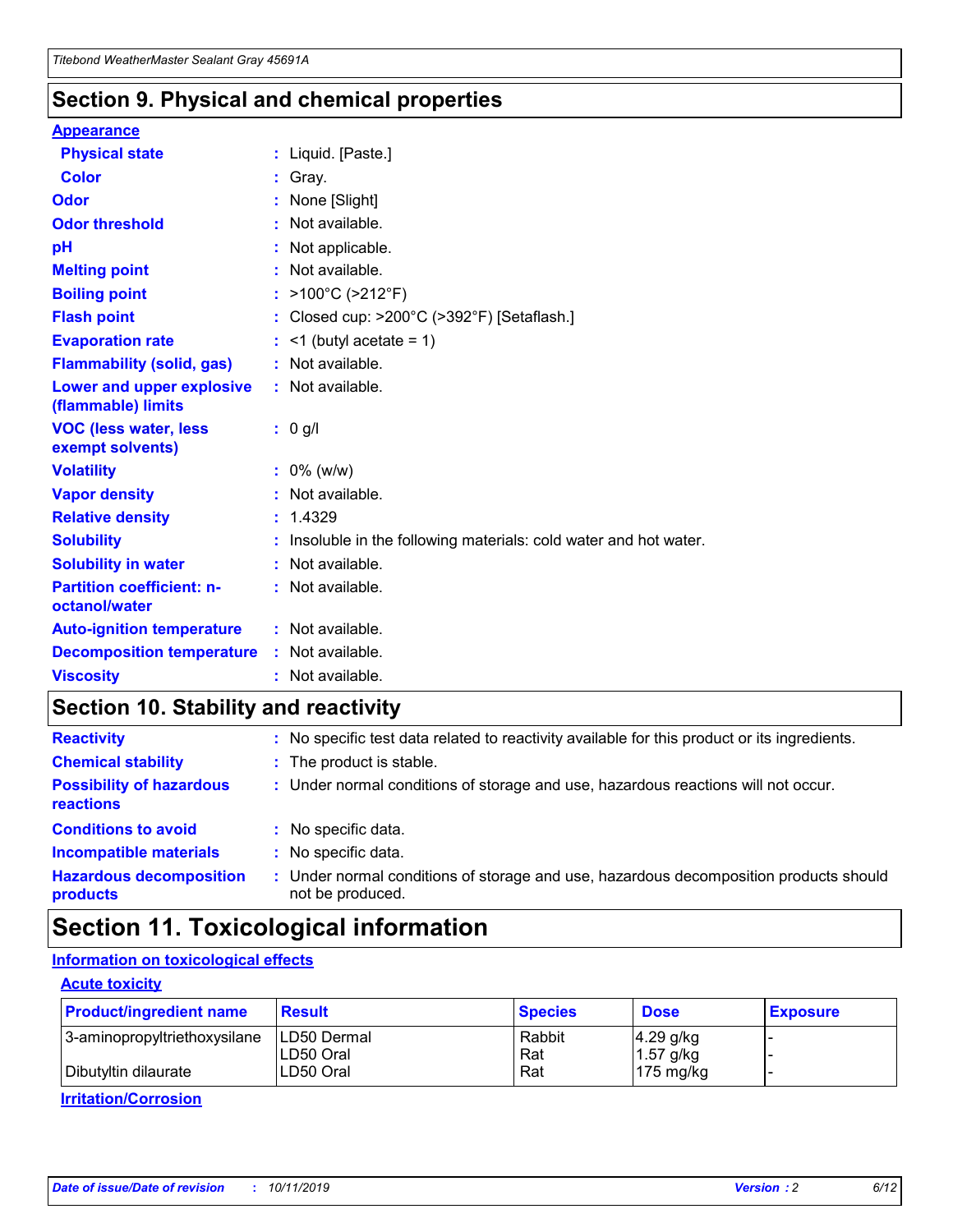## Section 9. Physical and chemical properties

### Appearance

| | | |
|---|---|---|
| **Physical state** | : | Liquid. [Paste.] |
| **Color** | : | Gray. |
| **Odor** | : | None [Slight] |
| **Odor threshold** | : | Not available. |
| **pH** | : | Not applicable. |
| **Melting point** | : | Not available. |
| **Boiling point** | : | >100°C (>212°F) |
| **Flash point** | : | Closed cup: >200°C (>392°F) [Setaflash.] |
| **Evaporation rate** | : | <1 (butyl acetate = 1) |
| **Flammability (solid, gas)** | : | Not available. |
| **Lower and upper explosive (flammable) limits** | : | Not available. |
| **VOC (less water, less exempt solvents)** | : | 0 g/l |
| **Volatility** | : | 0% (w/w) |
| **Vapor density** | : | Not available. |
| **Relative density** | : | 1.4329 |
| **Solubility** | : | Insoluble in the following materials: cold water and hot water. |
| **Solubility in water** | : | Not available. |
| **Partition coefficient: n-octanol/water** | : | Not available. |
| **Auto-ignition temperature** | : | Not available. |
| **Decomposition temperature** | : | Not available. |
| **Viscosity** | : | Not available. |

## Section 10. Stability and reactivity

| | | |
|---|---|---|
| **Reactivity** | : | No specific test data related to reactivity available for this product or its ingredients. |
| **Chemical stability** | : | The product is stable. |
| **Possibility of hazardous reactions** | : | Under normal conditions of storage and use, hazardous reactions will not occur. |
| **Conditions to avoid** | : | No specific data. |
| **Incompatible materials** | : | No specific data. |
| **Hazardous decomposition products** | : | Under normal conditions of storage and use, hazardous decomposition products should not be produced. |

## Section 11. Toxicological information

### Information on toxicological effects

#### Acute toxicity

| Product/ingredient name | Result | Species | Dose | Exposure |
|---|---|---|---|---|
| 3-aminopropyltriethoxysilane | LD50 Dermal | Rabbit | 4.29 g/kg | - |
| | LD50 Oral | Rat | 1.57 g/kg | - |
| Dibutyltin dilaurate | LD50 Oral | Rat | 175 mg/kg | - |

#### Irritation/Corrosion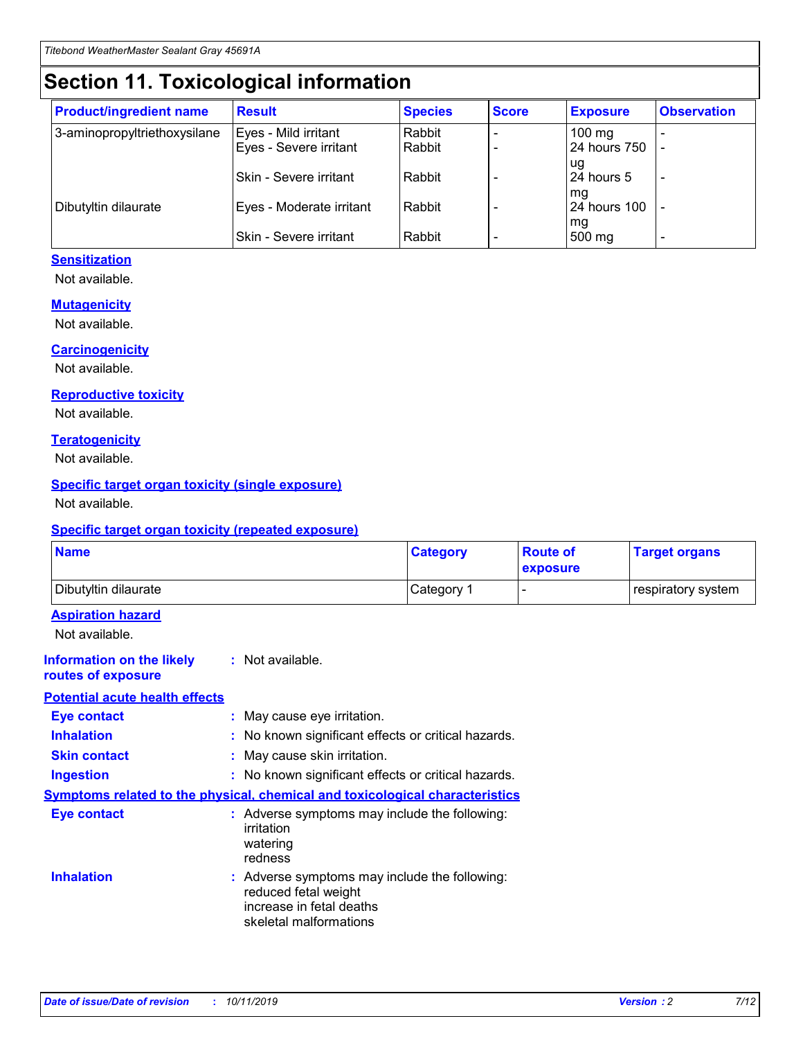# Section 11. Toxicological information

| Product/ingredient name | Result | Species | Score | Exposure | Observation |
|---|---|---|---|---|---|
| 3-aminopropyltriethoxysilane | Eyes - Mild irritant | Rabbit | - | 100 mg | - |
| | Eyes - Severe irritant | Rabbit | - | 24 hours 750 ug | - |
| | Skin - Severe irritant | Rabbit | - | 24 hours 5 mg | - |
| Dibutyltin dilaurate | Eyes - Moderate irritant | Rabbit | - | 24 hours 100 mg | - |
| | Skin - Severe irritant | Rabbit | - | 500 mg | - |

### Sensitization

Not available.

### Mutagenicity

Not available.

### Carcinogenicity

Not available.

### Reproductive toxicity

Not available.

### Teratogenicity

Not available.

### Specific target organ toxicity (single exposure)

Not available.

### Specific target organ toxicity (repeated exposure)

| Name | Category | Route of exposure | Target organs |
|---|---|---|---|
| Dibutyltin dilaurate | Category 1 | - | respiratory system |

### Aspiration hazard

Not available.

**Information on the likely routes of exposure** : Not available.

### Potential acute health effects

**Eye contact** : May cause eye irritation.

**Inhalation** : No known significant effects or critical hazards.

**Skin contact** : May cause skin irritation.

**Ingestion** : No known significant effects or critical hazards.

### Symptoms related to the physical, chemical and toxicological characteristics

**Eye contact** : Adverse symptoms may include the following:
irritation
watering
redness

**Inhalation** : Adverse symptoms may include the following:
reduced fetal weight
increase in fetal deaths
skeletal malformations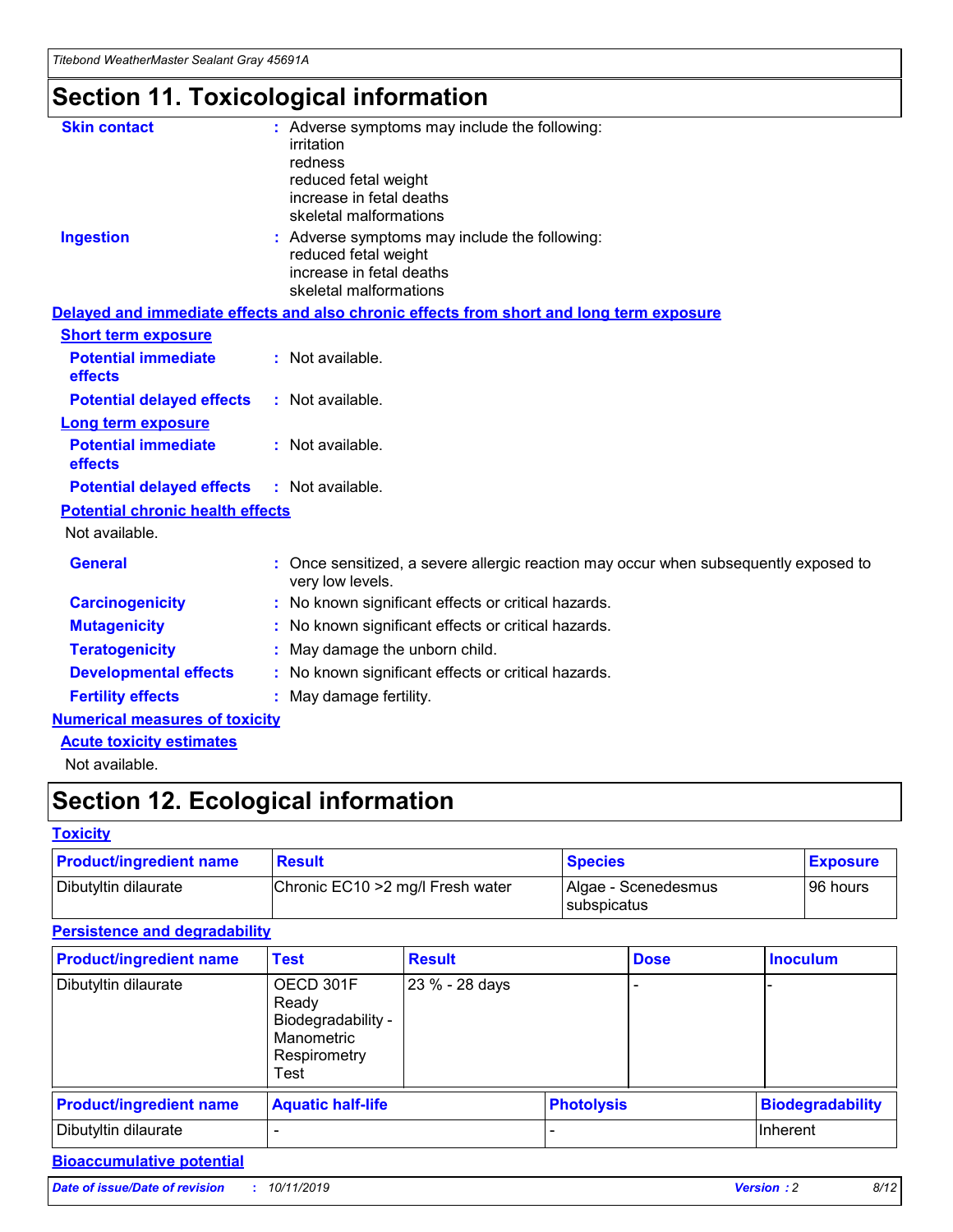# Section 11. Toxicological information

**Skin contact** : Adverse symptoms may include the following:
irritation
redness
reduced fetal weight
increase in fetal deaths
skeletal malformations

**Ingestion** : Adverse symptoms may include the following:
reduced fetal weight
increase in fetal deaths
skeletal malformations

**Delayed and immediate effects and also chronic effects from short and long term exposure**

**Short term exposure**

**Potential immediate effects** : Not available.

**Potential delayed effects** : Not available.

**Long term exposure**

**Potential immediate effects** : Not available.

**Potential delayed effects** : Not available.

**Potential chronic health effects**

Not available.

**General** : Once sensitized, a severe allergic reaction may occur when subsequently exposed to very low levels.

**Carcinogenicity** : No known significant effects or critical hazards.

**Mutagenicity** : No known significant effects or critical hazards.

**Teratogenicity** : May damage the unborn child.

**Developmental effects** : No known significant effects or critical hazards.

**Fertility effects** : May damage fertility.

**Numerical measures of toxicity**

**Acute toxicity estimates**

Not available.

# Section 12. Ecological information

**Toxicity**

| Product/ingredient name | Result | Species | Exposure |
| --- | --- | --- | --- |
| Dibutyltin dilaurate | Chronic EC10 >2 mg/l Fresh water | Algae - Scenedesmus subspicatus | 96 hours |

**Persistence and degradability**

| Product/ingredient name | Test | Result | Dose | Inoculum |
| --- | --- | --- | --- | --- |
| Dibutyltin dilaurate | OECD 301F Ready Biodegradability - Manometric Respirometry Test | 23 % - 28 days | - | - |

| Product/ingredient name | Aquatic half-life | Photolysis | Biodegradability |
| --- | --- | --- | --- |
| Dibutyltin dilaurate | - | - | Inherent |

**Bioaccumulative potential**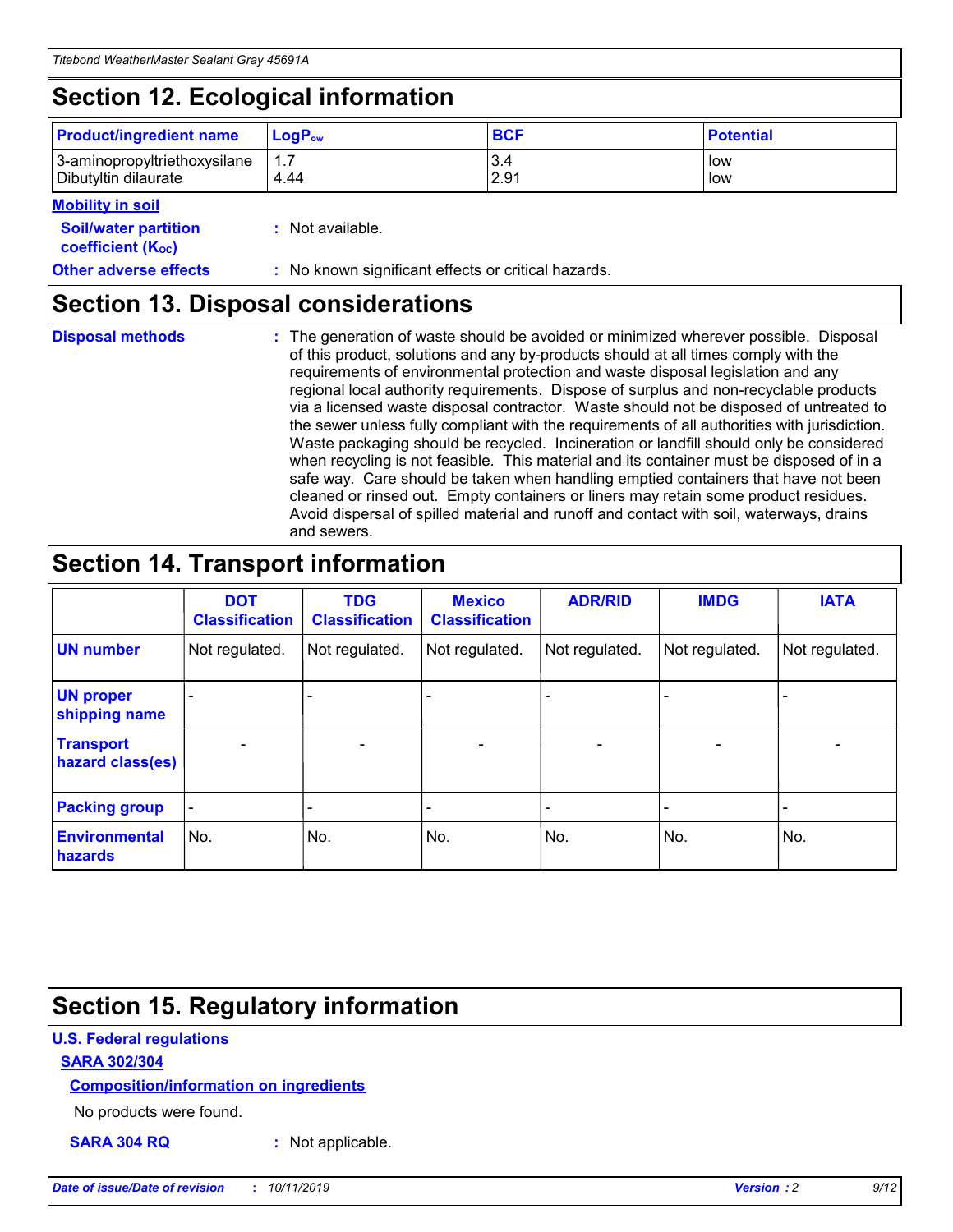## Section 12. Ecological information

| Product/ingredient name | $LogP_{ow}$ | BCF | Potential |
|---|---|---|---|
| 3-aminopropyltriethoxysilane | 1.7 | 3.4 | low |
| Dibutyltin dilaurate | 4.44 | 2.91 | low |

**Mobility in soil**

**Soil/water partition coefficient ($K_{OC}$)** : Not available.

**Other adverse effects** : No known significant effects or critical hazards.

## Section 13. Disposal considerations

**Disposal methods** : The generation of waste should be avoided or minimized wherever possible. Disposal of this product, solutions and any by-products should at all times comply with the requirements of environmental protection and waste disposal legislation and any regional local authority requirements. Dispose of surplus and non-recyclable products via a licensed waste disposal contractor. Waste should not be disposed of untreated to the sewer unless fully compliant with the requirements of all authorities with jurisdiction. Waste packaging should be recycled. Incineration or landfill should only be considered when recycling is not feasible. This material and its container must be disposed of in a safe way. Care should be taken when handling emptied containers that have not been cleaned or rinsed out. Empty containers or liners may retain some product residues. Avoid dispersal of spilled material and runoff and contact with soil, waterways, drains and sewers.

## Section 14. Transport information

| | DOT Classification | TDG Classification | Mexico Classification | ADR/RID | IMDG | IATA |
|---|---|---|---|---|---|---|
| UN number | Not regulated. | Not regulated. | Not regulated. | Not regulated. | Not regulated. | Not regulated. |
| UN proper shipping name | - | - | - | - | - | - |
| Transport hazard class(es) | - | - | - | - | - | - |
| Packing group | - | - | - | - | - | - |
| Environmental hazards | No. | No. | No. | No. | No. | No. |

## Section 15. Regulatory information

**U.S. Federal regulations**

**SARA 302/304**

**Composition/information on ingredients**

No products were found.

**SARA 304 RQ** : Not applicable.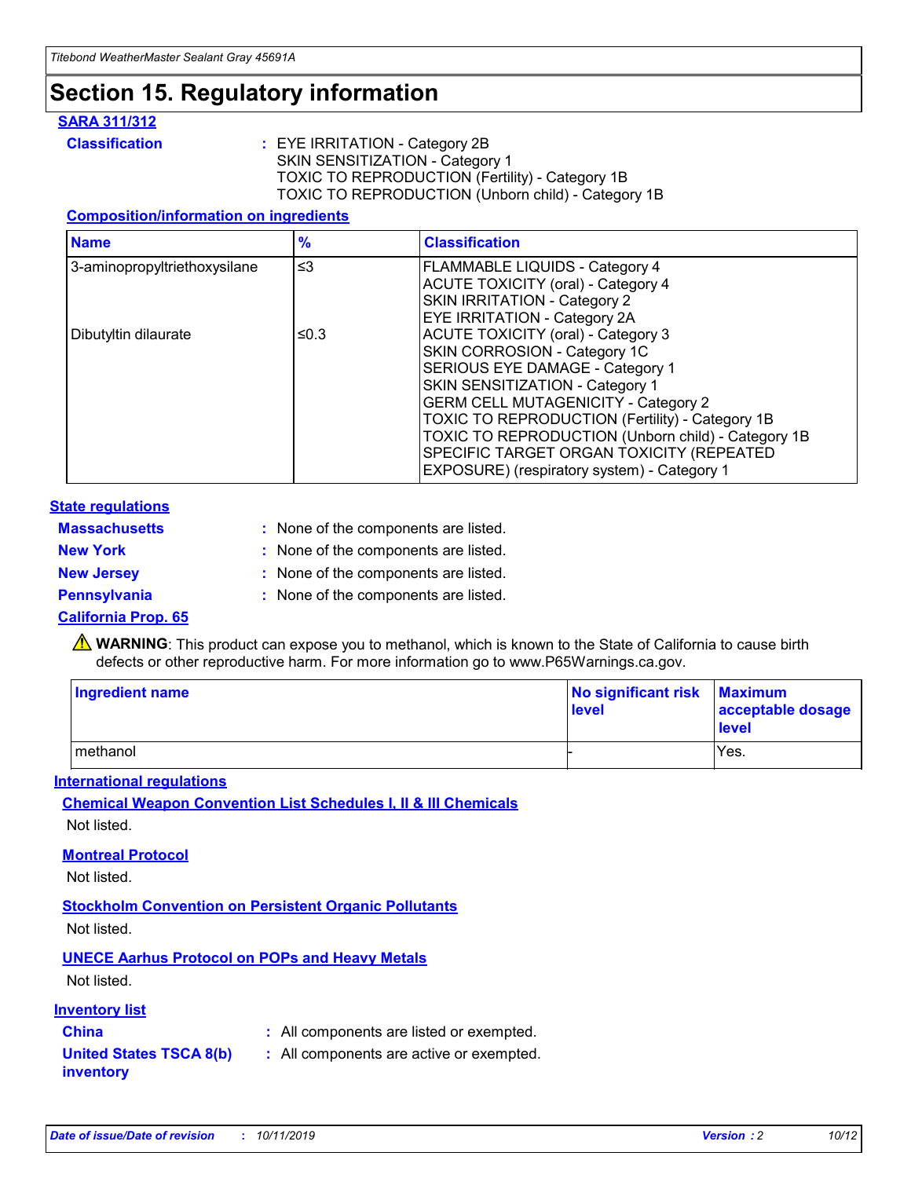# Section 15. Regulatory information

## SARA 311/312

**Classification** : EYE IRRITATION - Category 2B
SKIN SENSITIZATION - Category 1
TOXIC TO REPRODUCTION (Fertility) - Category 1B
TOXIC TO REPRODUCTION (Unborn child) - Category 1B

### Composition/information on ingredients

| Name | % | Classification |
|---|---|---|
| 3-aminopropyltriethoxysilane | ≤3 | FLAMMABLE LIQUIDS - Category 4<br>ACUTE TOXICITY (oral) - Category 4<br>SKIN IRRITATION - Category 2<br>EYE IRRITATION - Category 2A |
| Dibutyltin dilaurate | ≤0.3 | ACUTE TOXICITY (oral) - Category 3<br>SKIN CORROSION - Category 1C<br>SERIOUS EYE DAMAGE - Category 1<br>SKIN SENSITIZATION - Category 1<br>GERM CELL MUTAGENICITY - Category 2<br>TOXIC TO REPRODUCTION (Fertility) - Category 1B<br>TOXIC TO REPRODUCTION (Unborn child) - Category 1B<br>SPECIFIC TARGET ORGAN TOXICITY (REPEATED EXPOSURE) (respiratory system) - Category 1 |

## State regulations

**Massachusetts** : None of the components are listed.

**New York** : None of the components are listed.

**New Jersey** : None of the components are listed.

**Pennsylvania** : None of the components are listed.

### California Prop. 65

⚠ **WARNING**: This product can expose you to methanol, which is known to the State of California to cause birth defects or other reproductive harm. For more information go to www.P65Warnings.ca.gov.

| Ingredient name | No significant risk level | Maximum acceptable dosage level |
|---|---|---|
| methanol | - | Yes. |

## International regulations

### Chemical Weapon Convention List Schedules I, II & III Chemicals

Not listed.

### Montreal Protocol

Not listed.

### Stockholm Convention on Persistent Organic Pollutants

Not listed.

### UNECE Aarhus Protocol on POPs and Heavy Metals

Not listed.

## Inventory list

**China** : All components are listed or exempted.

**United States TSCA 8(b) inventory** : All components are active or exempted.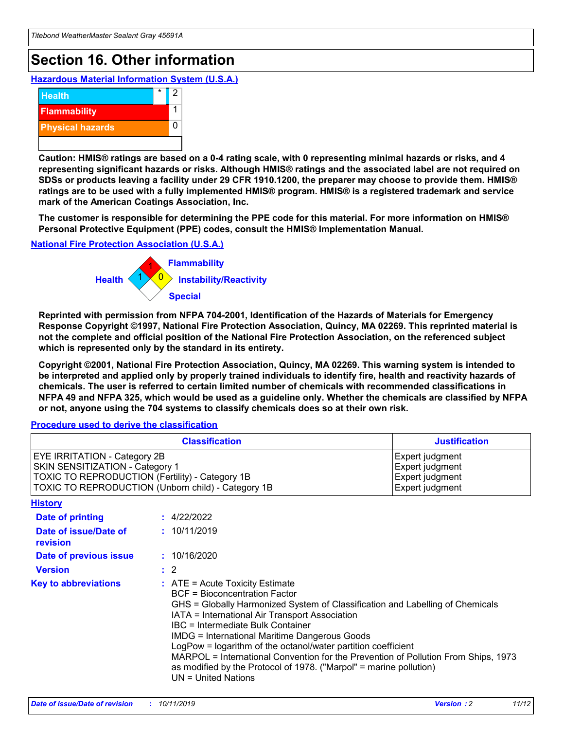## Section 16. Other information

### Hazardous Material Information System (U.S.A.)

| | | |
|---|---|---|
| Health | * | 2 |
| Flammability | | 1 |
| Physical hazards | | 0 |
| | | |

**Caution: HMIS® ratings are based on a 0-4 rating scale, with 0 representing minimal hazards or risks, and 4 representing significant hazards or risks. Although HMIS® ratings and the associated label are not required on SDSs or products leaving a facility under 29 CFR 1910.1200, the preparer may choose to provide them. HMIS® ratings are to be used with a fully implemented HMIS® program. HMIS® is a registered trademark and service mark of the American Coatings Association, Inc.**

**The customer is responsible for determining the PPE code for this material. For more information on HMIS® Personal Protective Equipment (PPE) codes, consult the HMIS® Implementation Manual.**

### National Fire Protection Association (U.S.A.)

Flammability: 1
Health: 1
Instability/Reactivity: 0
Special:

**Reprinted with permission from NFPA 704-2001, Identification of the Hazards of Materials for Emergency Response Copyright ©1997, National Fire Protection Association, Quincy, MA 02269. This reprinted material is not the complete and official position of the National Fire Protection Association, on the referenced subject which is represented only by the standard in its entirety.**

**Copyright ©2001, National Fire Protection Association, Quincy, MA 02269. This warning system is intended to be interpreted and applied only by properly trained individuals to identify fire, health and reactivity hazards of chemicals. The user is referred to certain limited number of chemicals with recommended classifications in NFPA 49 and NFPA 325, which would be used as a guideline only. Whether the chemicals are classified by NFPA or not, anyone using the 704 systems to classify chemicals does so at their own risk.**

### Procedure used to derive the classification

| Classification | Justification |
|---|---|
| EYE IRRITATION - Category 2B | Expert judgment |
| SKIN SENSITIZATION - Category 1 | Expert judgment |
| TOXIC TO REPRODUCTION (Fertility) - Category 1B | Expert judgment |
| TOXIC TO REPRODUCTION (Unborn child) - Category 1B | Expert judgment |

### History

**Date of printing** : 4/22/2022

**Date of issue/Date of revision** : 10/11/2019

**Date of previous issue** : 10/16/2020

**Version** : 2

**Key to abbreviations** :
ATE = Acute Toxicity Estimate
BCF = Bioconcentration Factor
GHS = Globally Harmonized System of Classification and Labelling of Chemicals
IATA = International Air Transport Association
IBC = Intermediate Bulk Container
IMDG = International Maritime Dangerous Goods
LogPow = logarithm of the octanol/water partition coefficient
MARPOL = International Convention for the Prevention of Pollution From Ships, 1973 as modified by the Protocol of 1978. ("Marpol" = marine pollution)
UN = United Nations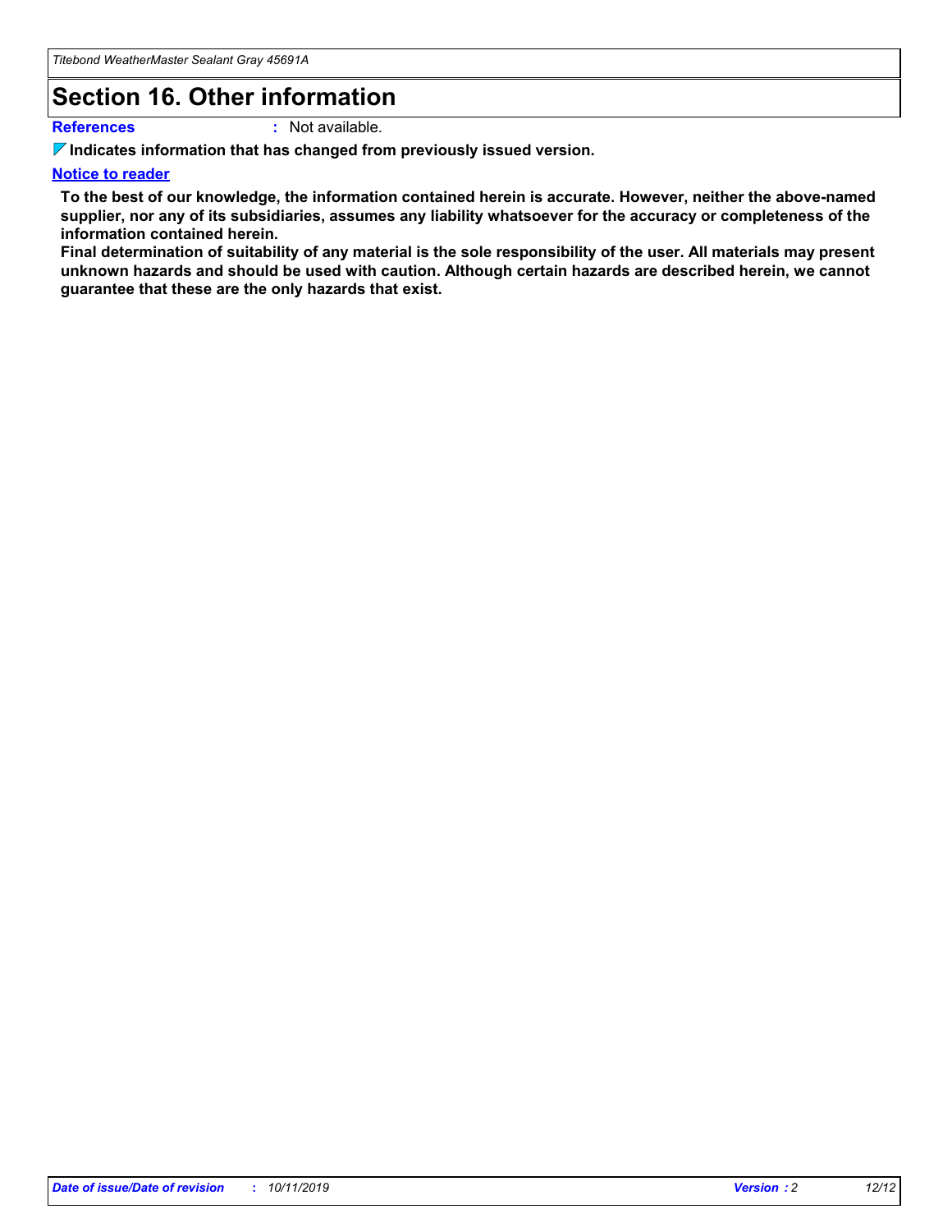# Section 16. Other information

**References** : Not available.

**Indicates information that has changed from previously issued version.**

**Notice to reader**

**To the best of our knowledge, the information contained herein is accurate. However, neither the above-named supplier, nor any of its subsidiaries, assumes any liability whatsoever for the accuracy or completeness of the information contained herein.**

**Final determination of suitability of any material is the sole responsibility of the user. All materials may present unknown hazards and should be used with caution. Although certain hazards are described herein, we cannot guarantee that these are the only hazards that exist.**